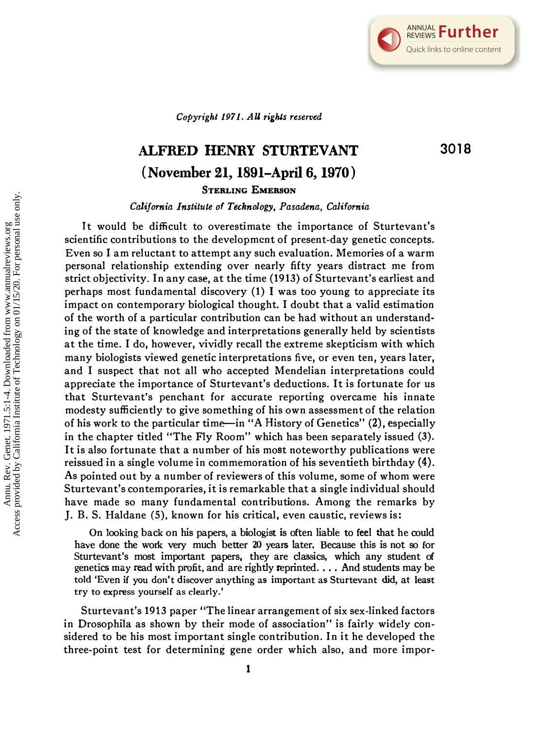*Copyright 1971. All rights reserved*

# ALFRED HENRY STURTEVANT

3018

## (November 21, 1891–April 6, 1970)

**Sterling Emerson**

*California Institute of Technology, Pasadena, California*

It would be difficult to overestimate the importance of Sturtevant's scientific contributions to the development of present-day genetic concepts. Even so I am reluctant to attempt any such evaluation. Memories of a warm personal relationship extending over nearly fifty years distract me from strict objectivity. In any case, at the time (1913) of Sturtevant's earliest and perhaps most fundamental discovery (1) I was too young to appreciate its impact on contemporary biological thought. I doubt that a valid estimation of the worth of a particular contribution can be had without an understanding of the state of knowledge and interpretations generally held by scientists at the time. I do, however, vividly recall the extreme skepticism with which many biologists viewed genetic interpretations five, or even ten, years later, and I suspect that not all who accepted Mendelian interpretations could appreciate the importance of Sturtevant's deductions. It is fortunate for us that Sturtevant's penchant for accurate reporting overcame his innate modesty sufficiently to give something of his own assessment of the relation of his work to the particular time—in "A History of Genetics" (2), especially in the chapter titled "The Fly Room" which has been separately issued (3). It is also fortunate that a number of his most noteworthy publications were reissued in a single volume in commemoration of his seventieth birthday (4). As pointed out by a number of reviewers of this volume, some of whom were Sturtevant's contemporaries, it is remarkable that a single individual should have made so many fundamental contributions. Among the remarks by J. B. S. Haldane (5), known for his critical, even caustic, reviews is:

> On looking back on his papers, a biologist is often liable to feel that he could have done the work very much better 20 years later. Because this is not so for Sturtevant's most important papers, they are classics, which any student of genetics may read with profit, and are rightly reprinted. . . . And students may be told 'Even if you don't discover anything as important as Sturtevant did, at least try to express yourself as clearly.'

Sturtevant's 1913 paper "The linear arrangement of six sex-linked factors in Drosophila as shown by their mode of association" is fairly widely considered to be his most important single contribution. In it he developed the three-point test for determining gene order which also, and more impor-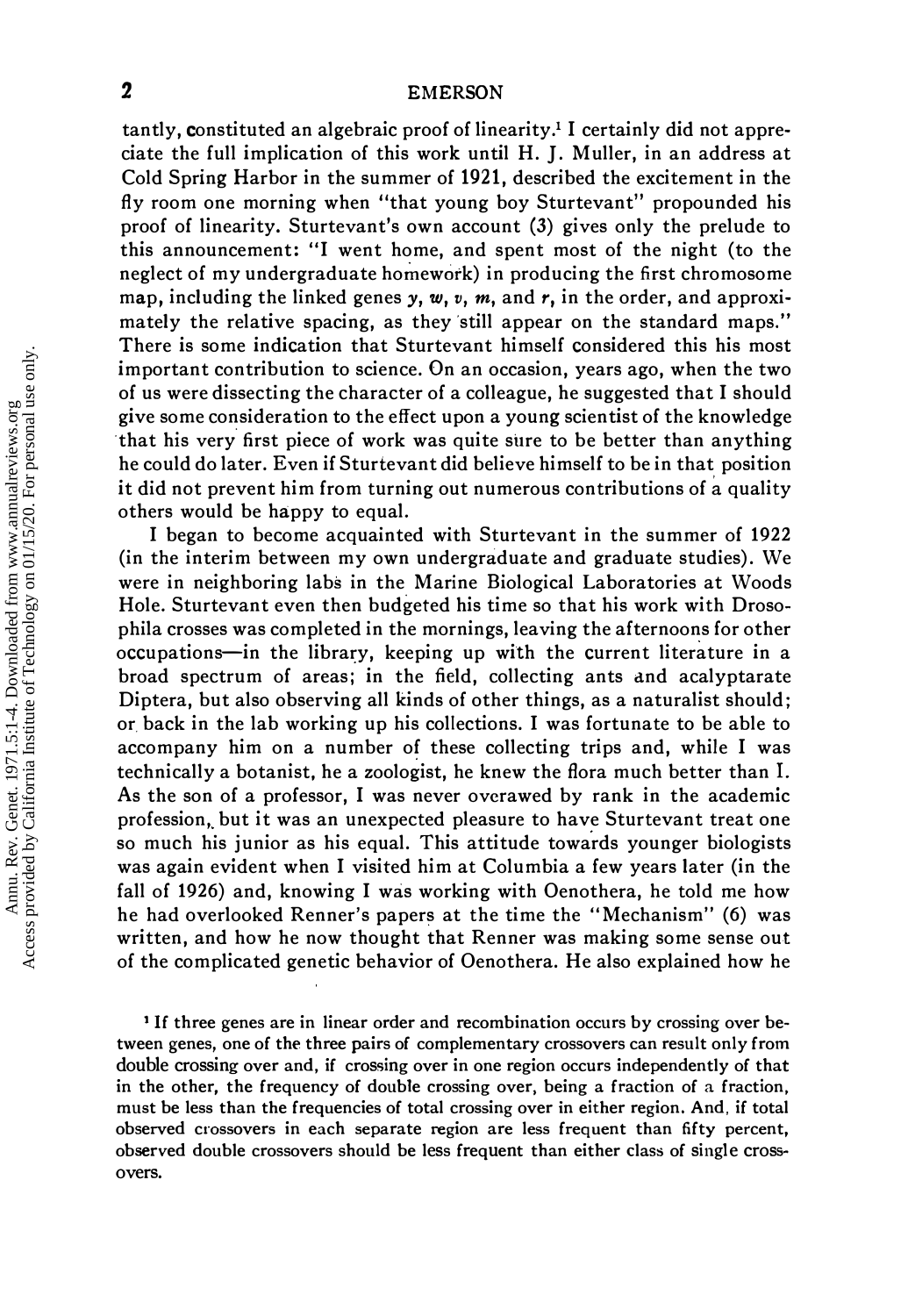tantly, constituted an algebraic proof of linearity.[1] I certainly did not appreciate the full implication of this work until H. J. Muller, in an address at Cold Spring Harbor in the summer of 1921, described the excitement in the fly room one morning when "that young boy Sturtevant" propounded his proof of linearity. Sturtevant's own account (3) gives only the prelude to this announcement: "I went home, and spent most of the night (to the neglect of my undergraduate homework) in producing the first chromosome map, including the linked genes *y*, *w*, *v*, *m*, and *r*, in the order, and approximately the relative spacing, as they still appear on the standard maps." There is some indication that Sturtevant himself considered this his most important contribution to science. On an occasion, years ago, when the two of us were dissecting the character of a colleague, he suggested that I should give some consideration to the effect upon a young scientist of the knowledge that his very first piece of work was quite sure to be better than anything he could do later. Even if Sturtevant did believe himself to be in that position it did not prevent him from turning out numerous contributions of a quality others would be happy to equal.

I began to become acquainted with Sturtevant in the summer of 1922 (in the interim between my own undergraduate and graduate studies). We were in neighboring labs in the Marine Biological Laboratories at Woods Hole. Sturtevant even then budgeted his time so that his work with Drosophila crosses was completed in the mornings, leaving the afternoons for other occupations—in the library, keeping up with the current literature in a broad spectrum of areas; in the field, collecting ants and acalyptarate Diptera, but also observing all kinds of other things, as a naturalist should; or back in the lab working up his collections. I was fortunate to be able to accompany him on a number of these collecting trips and, while I was technically a botanist, he a zoologist, he knew the flora much better than I. As the son of a professor, I was never overawed by rank in the academic profession, but it was an unexpected pleasure to have Sturtevant treat one so much his junior as his equal. This attitude towards younger biologists was again evident when I visited him at Columbia a few years later (in the fall of 1926) and, knowing I was working with Oenothera, he told me how he had overlooked Renner's papers at the time the "Mechanism" (6) was written, and how he now thought that Renner was making some sense out of the complicated genetic behavior of Oenothera. He also explained how he

[1] If three genes are in linear order and recombination occurs by crossing over between genes, one of the three pairs of complementary crossovers can result only from double crossing over and, if crossing over in one region occurs independently of that in the other, the frequency of double crossing over, being a fraction of a fraction, must be less than the frequencies of total crossing over in either region. And, if total observed crossovers in each separate region are less frequent than fifty percent, observed double crossovers should be less frequent than either class of single crossovers.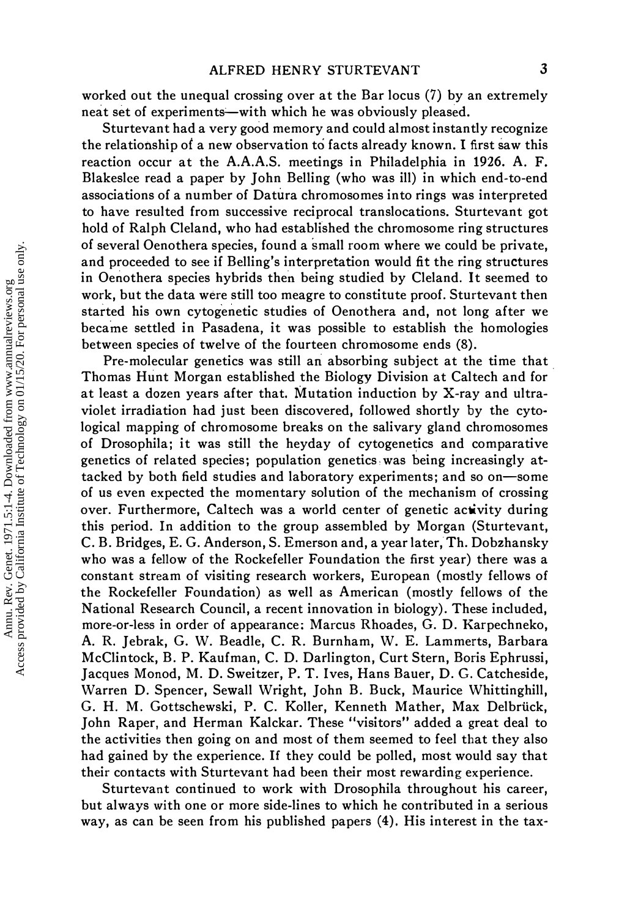worked out the unequal crossing over at the Bar locus (7) by an extremely neat set of experiments—with which he was obviously pleased.

Sturtevant had a very good memory and could almost instantly recognize the relationship of a new observation to facts already known. I first saw this reaction occur at the A.A.A.S. meetings in Philadelphia in 1926. A. F. Blakeslee read a paper by John Belling (who was ill) in which end-to-end associations of a number of Datura chromosomes into rings was interpreted to have resulted from successive reciprocal translocations. Sturtevant got hold of Ralph Cleland, who had established the chromosome ring structures of several Oenothera species, found a small room where we could be private, and proceeded to see if Belling's interpretation would fit the ring structures in Oenothera species hybrids then being studied by Cleland. It seemed to work, but the data were still too meagre to constitute proof. Sturtevant then started his own cytogenetic studies of Oenothera and, not long after we became settled in Pasadena, it was possible to establish the homologies between species of twelve of the fourteen chromosome ends (8).

Pre-molecular genetics was still an absorbing subject at the time that Thomas Hunt Morgan established the Biology Division at Caltech and for at least a dozen years after that. Mutation induction by X-ray and ultraviolet irradiation had just been discovered, followed shortly by the cytological mapping of chromosome breaks on the salivary gland chromosomes of Drosophila; it was still the heyday of cytogenetics and comparative genetics of related species; population genetics was being increasingly attacked by both field studies and laboratory experiments; and so on—some of us even expected the momentary solution of the mechanism of crossing over. Furthermore, Caltech was a world center of genetic activity during this period. In addition to the group assembled by Morgan (Sturtevant, C. B. Bridges, E. G. Anderson, S. Emerson and, a year later, Th. Dobzhansky who was a fellow of the Rockefeller Foundation the first year) there was a constant stream of visiting research workers, European (mostly fellows of the Rockefeller Foundation) as well as American (mostly fellows of the National Research Council, a recent innovation in biology). These included, more-or-less in order of appearance: Marcus Rhoades, G. D. Karpechneko, A. R. Jebrak, G. W. Beadle, C. R. Burnham, W. E. Lammerts, Barbara McClintock, B. P. Kaufman, C. D. Darlington, Curt Stern, Boris Ephrussi, Jacques Monod, M. D. Sweitzer, P. T. Ives, Hans Bauer, D. G. Catcheside, Warren D. Spencer, Sewall Wright, John B. Buck, Maurice Whittinghill, G. H. M. Gottschewski, P. C. Koller, Kenneth Mather, Max Delbrück, John Raper, and Herman Kalckar. These "visitors" added a great deal to the activities then going on and most of them seemed to feel that they also had gained by the experience. If they could be polled, most would say that their contacts with Sturtevant had been their most rewarding experience.

Sturtevant continued to work with Drosophila throughout his career, but always with one or more side-lines to which he contributed in a serious way, as can be seen from his published papers (4). His interest in the tax-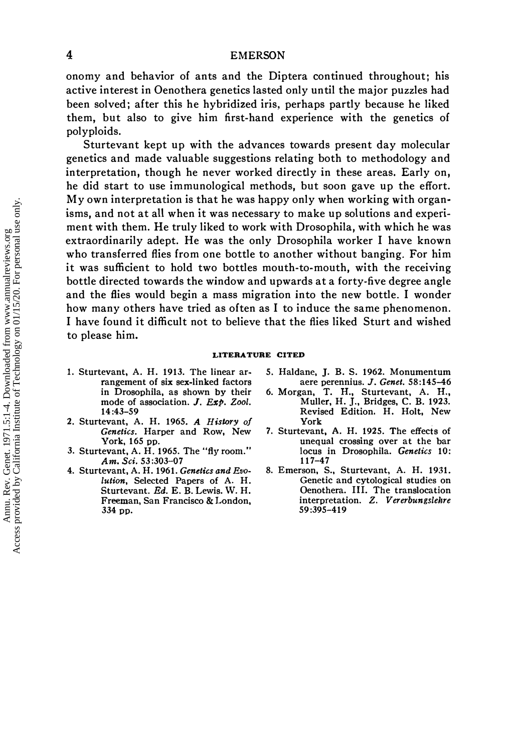onomy and behavior of ants and the Diptera continued throughout; his active interest in Oenothera genetics lasted only until the major puzzles had been solved; after this he hybridized iris, perhaps partly because he liked them, but also to give him first-hand experience with the genetics of polyploids.

Sturtevant kept up with the advances towards present day molecular genetics and made valuable suggestions relating both to methodology and interpretation, though he never worked directly in these areas. Early on, he did start to use immunological methods, but soon gave up the effort. My own interpretation is that he was happy only when working with organisms, and not at all when it was necessary to make up solutions and experiment with them. He truly liked to work with Drosophila, with which he was extraordinarily adept. He was the only Drosophila worker I have known who transferred flies from one bottle to another without banging. For him it was sufficient to hold two bottles mouth-to-mouth, with the receiving bottle directed towards the window and upwards at a forty-five degree angle and the flies would begin a mass migration into the new bottle. I wonder how many others have tried as often as I to induce the same phenomenon. I have found it difficult not to believe that the flies liked Sturt and wished to please him.

## LITERATURE CITED

1. Sturtevant, A. H. 1913. The linear arrangement of six sex-linked factors in Drosophila, as shown by their mode of association. *J. Exp. Zool.* 14:43–59
2. Sturtevant, A. H. 1965. *A History of Genetics*. Harper and Row, New York, 165 pp.
3. Sturtevant, A. H. 1965. The "fly room." *Am. Sci.* 53:303–07
4. Sturtevant, A. H. 1961. *Genetics and Evolution*, Selected Papers of A. H. Sturtevant. *Ed.* E. B. Lewis. W. H. Freeman, San Francisco & London, 334 pp.
5. Haldane, J. B. S. 1962. Monumentum aere perennius. *J. Genet.* 58:145–46
6. Morgan, T. H., Sturtevant, A. H., Muller, H. J., Bridges, C. B. 1923. Revised Edition. H. Holt, New York
7. Sturtevant, A. H. 1925. The effects of unequal crossing over at the bar locus in Drosophila. *Genetics* 10: 117–47
8. Emerson, S., Sturtevant, A. H. 1931. Genetic and cytological studies on Oenothera. III. The translocation interpretation. *Z. Vererbungslehre* 59:395–419